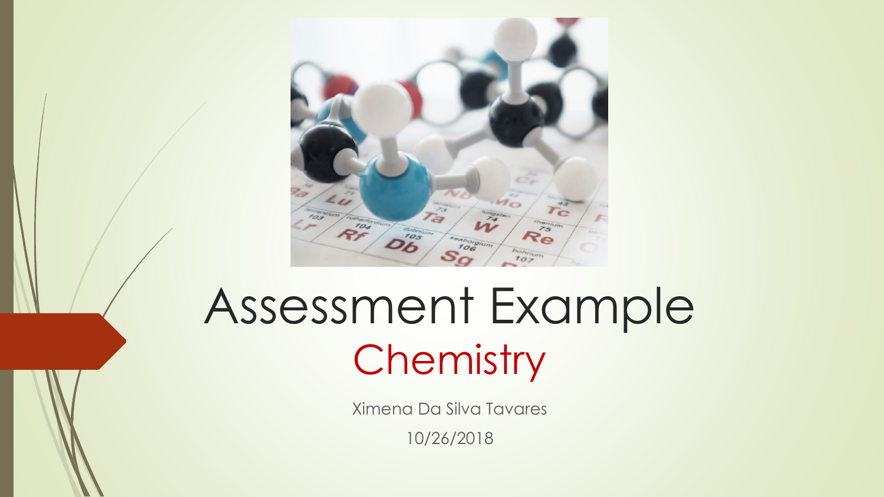# Assessment Example

## Chemistry

Ximena Da Silva Tavares

10/26/2018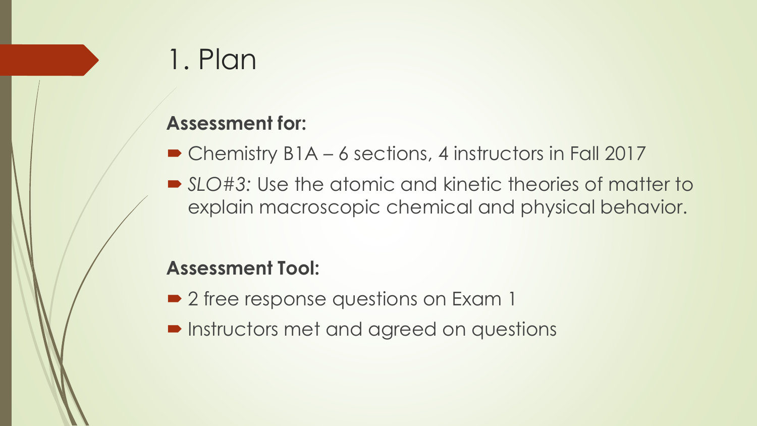# 1. Plan

**Assessment for:**

- Chemistry B1A – 6 sections, 4 instructors in Fall 2017
- *SLO#3:* Use the atomic and kinetic theories of matter to explain macroscopic chemical and physical behavior.

**Assessment Tool:**

- 2 free response questions on Exam 1
- Instructors met and agreed on questions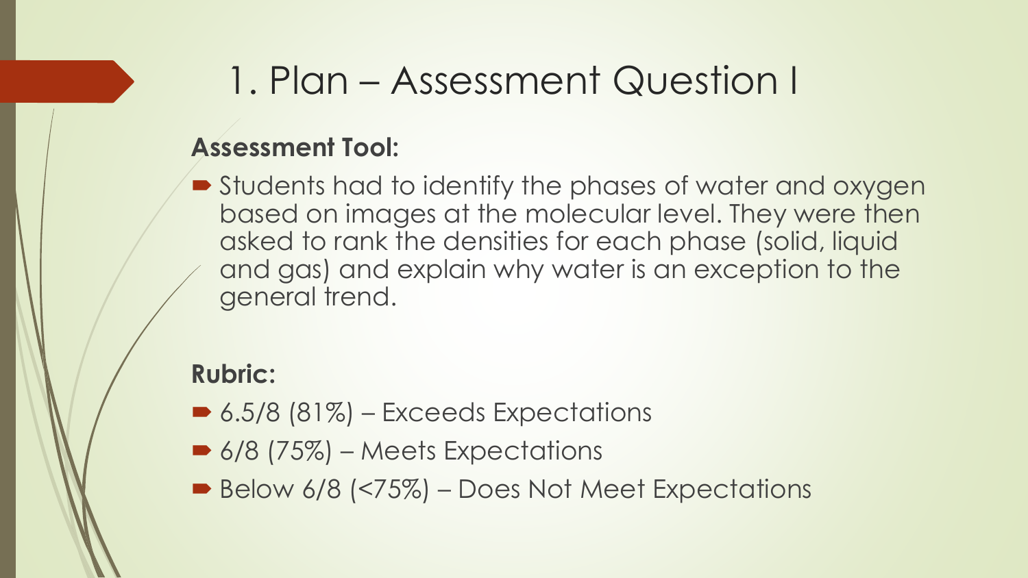# 1. Plan – Assessment Question I

**Assessment Tool:**

- Students had to identify the phases of water and oxygen based on images at the molecular level. They were then asked to rank the densities for each phase (solid, liquid and gas) and explain why water is an exception to the general trend.

**Rubric:**

- 6.5/8 (81%) – Exceeds Expectations
- 6/8 (75%) – Meets Expectations
- Below 6/8 (<75%) – Does Not Meet Expectations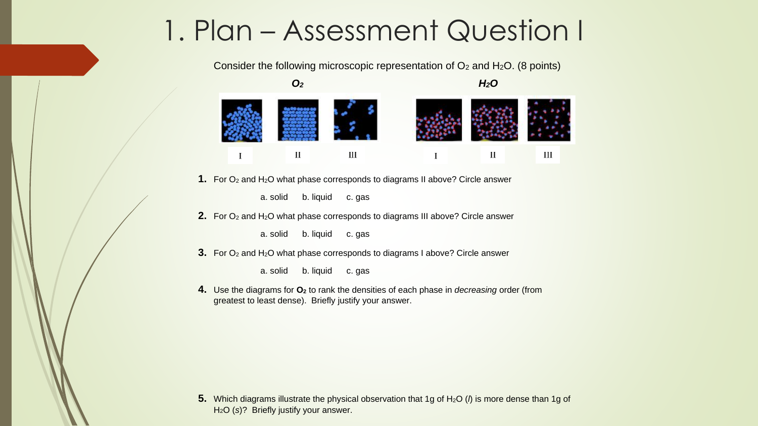# 1. Plan – Assessment Question I

Consider the following microscopic representation of $O_2$ and $H_2O$. (8 points)

***$O_2$*** ***$H_2O$***

I II III I II III

**1.** For $O_2$ and $H_2O$ what phase corresponds to diagrams II above? Circle answer

a. solid b. liquid c. gas

**2.** For $O_2$ and $H_2O$ what phase corresponds to diagrams III above? Circle answer

a. solid b. liquid c. gas

**3.** For $O_2$ and $H_2O$ what phase corresponds to diagrams I above? Circle answer

a. solid b. liquid c. gas

**4.** Use the diagrams for **$O_2$** to rank the densities of each phase in *decreasing* order (from greatest to least dense). Briefly justify your answer.

**5.** Which diagrams illustrate the physical observation that 1g of $H_2O$ (*l*) is more dense than 1g of $H_2O$ (*s*)? Briefly justify your answer.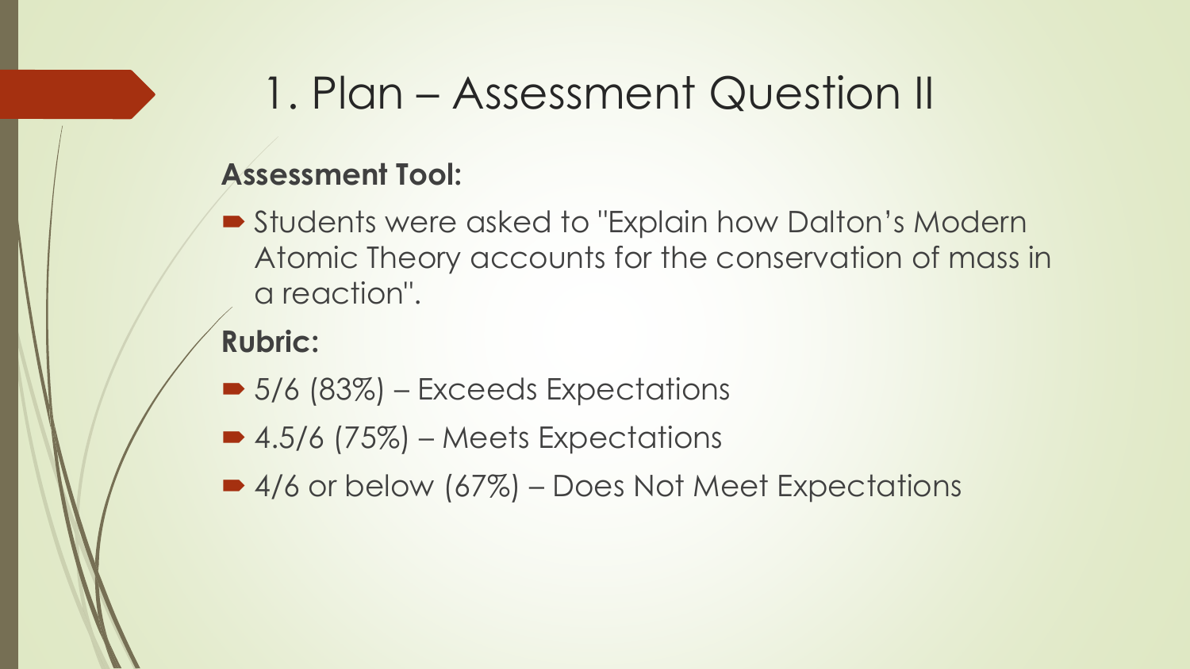# 1. Plan – Assessment Question II

**Assessment Tool:**

- Students were asked to "Explain how Dalton's Modern Atomic Theory accounts for the conservation of mass in a reaction".

**Rubric:**

- 5/6 (83%) – Exceeds Expectations
- 4.5/6 (75%) – Meets Expectations
- 4/6 or below (67%) – Does Not Meet Expectations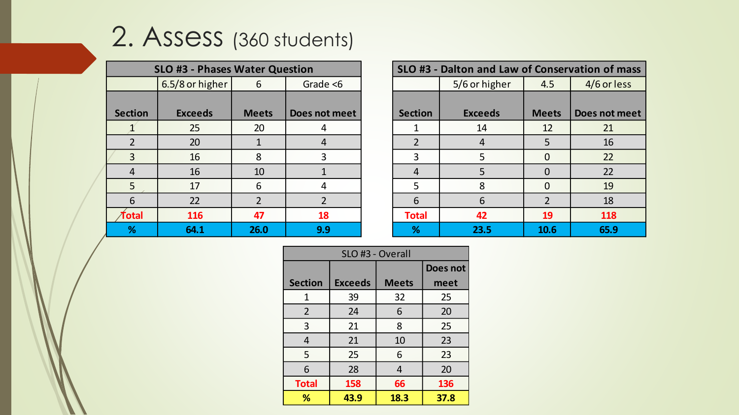# 2. Assess (360 students)

| SLO #3 - Phases Water Question | | | |
|---|---|---|---|
| | 6.5/8 or higher | 6 | Grade <6 |
| **Section** | **Exceeds** | **Meets** | **Does not meet** |
| 1 | 25 | 20 | 4 |
| 2 | 20 | 1 | 4 |
| 3 | 16 | 8 | 3 |
| 4 | 16 | 10 | 1 |
| 5 | 17 | 6 | 4 |
| 6 | 22 | 2 | 2 |
| **Total** | **116** | **47** | **18** |
| **%** | **64.1** | **26.0** | **9.9** |

| SLO #3 - Dalton and Law of Conservation of mass | | | |
|---|---|---|---|
| | 5/6 or higher | 4.5 | 4/6 or less |
| **Section** | **Exceeds** | **Meets** | **Does not meet** |
| 1 | 14 | 12 | 21 |
| 2 | 4 | 5 | 16 |
| 3 | 5 | 0 | 22 |
| 4 | 5 | 0 | 22 |
| 5 | 8 | 0 | 19 |
| 6 | 6 | 2 | 18 |
| **Total** | **42** | **19** | **118** |
| **%** | **23.5** | **10.6** | **65.9** |

| SLO #3 - Overall | | | |
|---|---|---|---|
| **Section** | **Exceeds** | **Meets** | **Does not meet** |
| 1 | 39 | 32 | 25 |
| 2 | 24 | 6 | 20 |
| 3 | 21 | 8 | 25 |
| 4 | 21 | 10 | 23 |
| 5 | 25 | 6 | 23 |
| 6 | 28 | 4 | 20 |
| **Total** | **158** | **66** | **136** |
| **%** | **43.9** | **18.3** | **37.8** |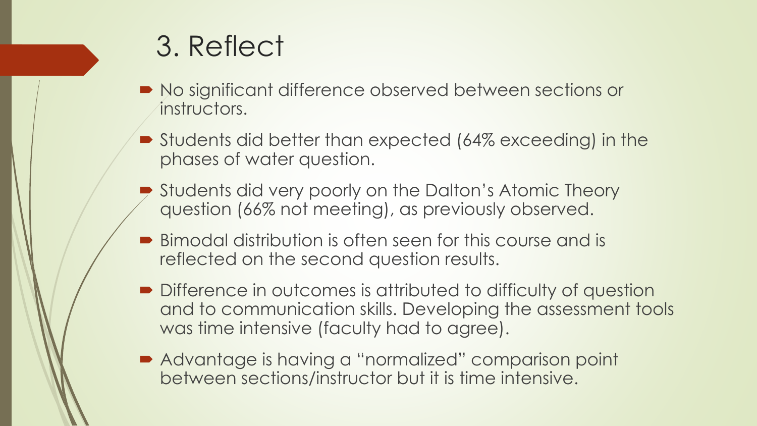# 3. Reflect

- No significant difference observed between sections or instructors.
- Students did better than expected (64% exceeding) in the phases of water question.
- Students did very poorly on the Dalton's Atomic Theory question (66% not meeting), as previously observed.
- Bimodal distribution is often seen for this course and is reflected on the second question results.
- Difference in outcomes is attributed to difficulty of question and to communication skills. Developing the assessment tools was time intensive (faculty had to agree).
- Advantage is having a "normalized" comparison point between sections/instructor but it is time intensive.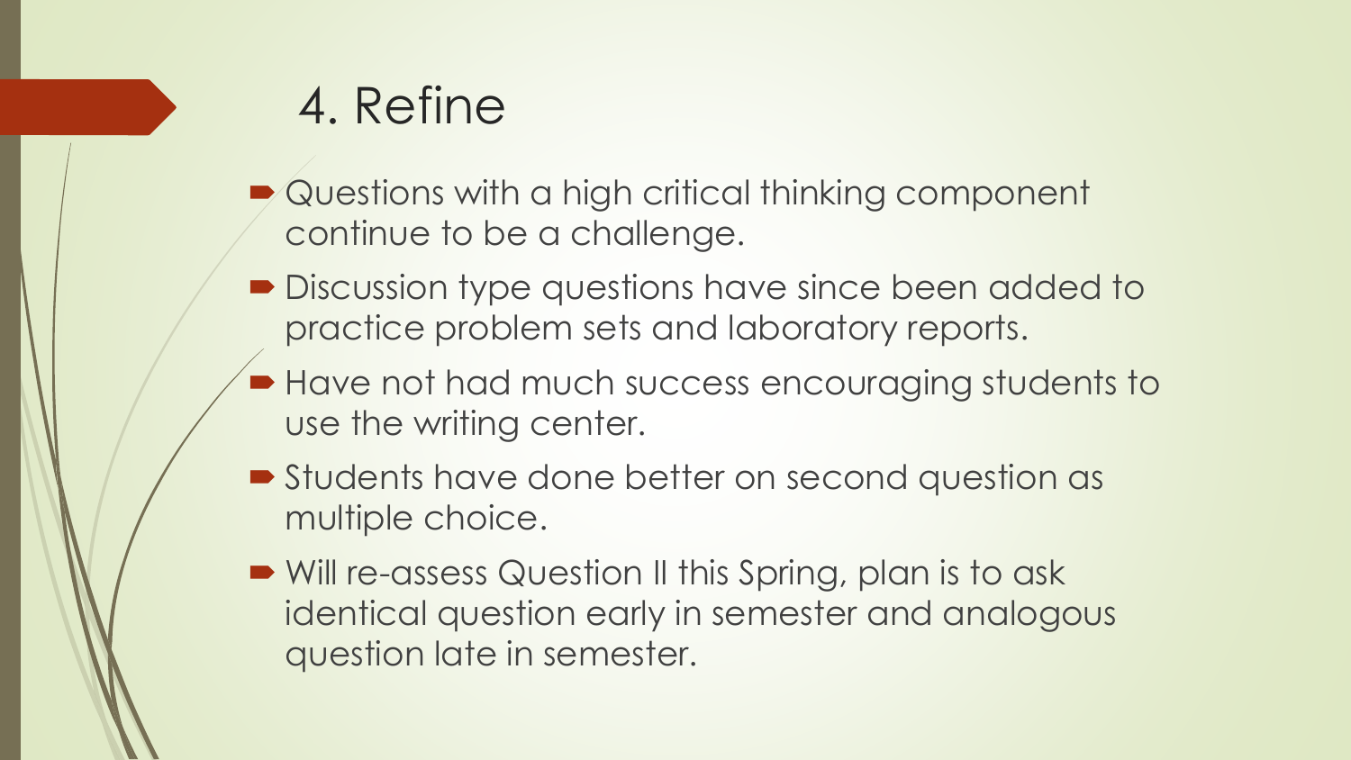# 4. Refine

- Questions with a high critical thinking component continue to be a challenge.
- Discussion type questions have since been added to practice problem sets and laboratory reports.
- Have not had much success encouraging students to use the writing center.
- Students have done better on second question as multiple choice.
- Will re-assess Question II this Spring, plan is to ask identical question early in semester and analogous question late in semester.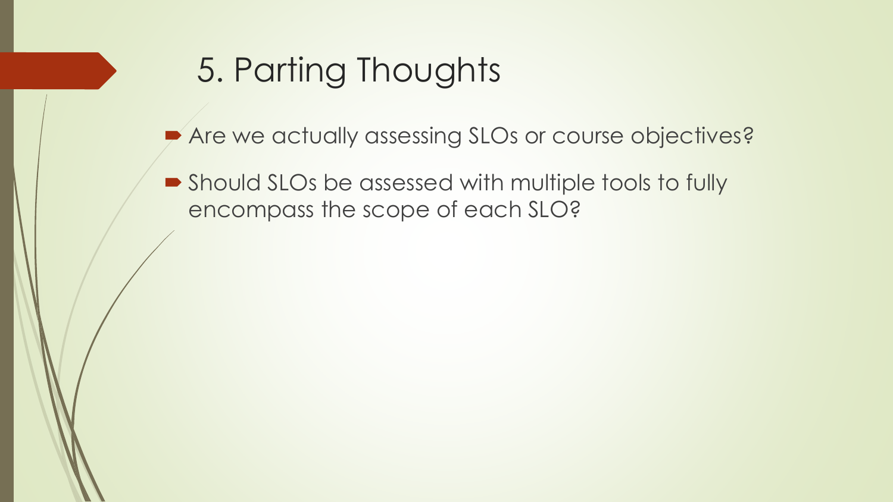# 5. Parting Thoughts

- Are we actually assessing SLOs or course objectives?
- Should SLOs be assessed with multiple tools to fully encompass the scope of each SLO?